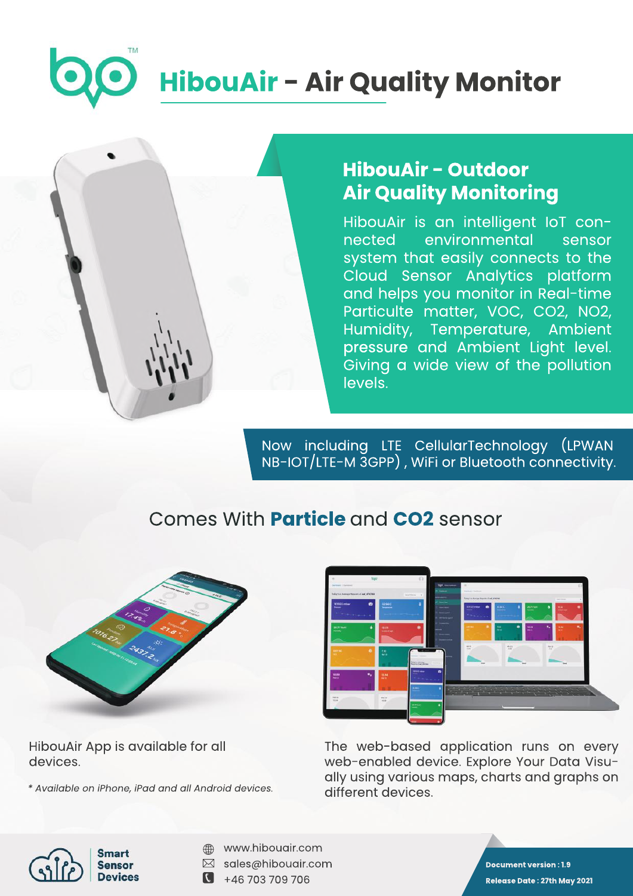# HibouAir - Air Quality Monitor

## HibouAir - Outdoor Air Quality Monitoring

HibouAir is an intelligent IoT connected environmental sensor system that easily connects to the Cloud Sensor Analytics platform and helps you monitor in Real-time Particulte matter, VOC, CO2, NO2, Humidity, Temperature, Ambient pressure and Ambient Light level. Giving a wide view of the pollution levels.

Now including LTE CellularTechnology (LPWAN NB-IOT/LTE-M 3GPP) , WiFi or Bluetooth connectivity.

### Comes With **Particle** and **CO2** sensor

HibouAir App is available for all devices.

*\* Available on iPhone, iPad and all Android devices.*

The web-based application runs on every web-enabled device. Explore Your Data Visually using various maps, charts and graphs on different devices.

**Smart Sensor Devices**

www.hibouair.com
sales@hibouair.com
+46 703 709 706

**Document version : 1.9**
**Release Date : 27th May 2021**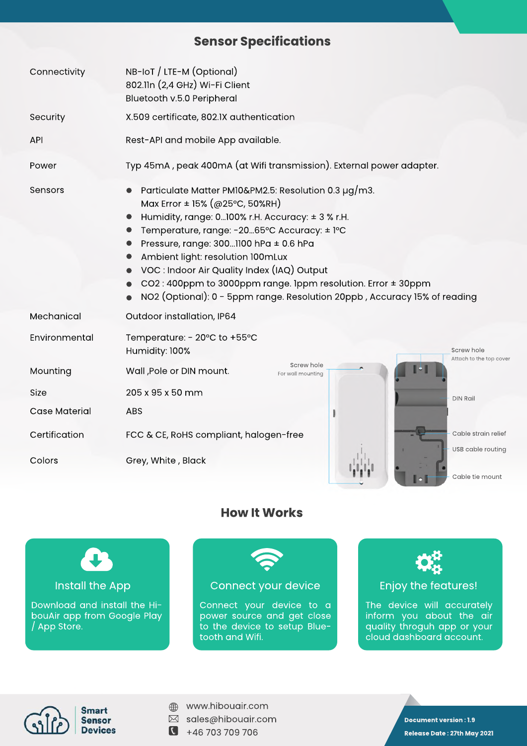## Sensor Specifications

| | |
|---|---|
| Connectivity | NB-IoT / LTE-M (Optional)<br>802.11n (2,4 GHz) Wi-Fi Client<br>Bluetooth v.5.0 Peripheral |
| Security | X.509 certificate, 802.1X authentication |
| API | Rest-API and mobile App available. |
| Power | Typ 45mA , peak 400mA (at Wifi transmission). External power adapter. |
| Sensors | • Particulate Matter PM10&PM2.5: Resolution 0.3 µg/m3. Max Error ± 15% (@25°C, 50%RH)<br>• Humidity, range: 0...100% r.H. Accuracy: ± 3 % r.H.<br>• Temperature, range: -20...65°C Accuracy: ± 1°C<br>• Pressure, range: 300...1100 hPa ± 0.6 hPa<br>• Ambient light: resolution 100mLux<br>• VOC : Indoor Air Quality Index (IAQ) Output<br>• $CO_2$ : 400ppm to 3000ppm range. 1ppm resolution. Error ± 30ppm<br>• $NO_2$ (Optional): 0 - 5ppm range. Resolution 20ppb , Accuracy 15% of reading |
| Mechanical | Outdoor installation, IP64 |
| Environmental | Temperature: - 20°C to +55°C<br>Humidity: 100% |
| Mounting | Wall ,Pole or DIN mount. |
| Size | 205 x 95 x 50 mm |
| Case Material | ABS |
| Certification | FCC & CE, RoHS compliant, halogen-free |
| Colors | Grey, White , Black |

Screw hole
For wall mounting

Screw hole
Attach to the top cover

DIN Rail

Cable strain relief

USB cable routing

Cable tie mount

## How It Works

### Install the App

Download and install the HibouAir app from Google Play / App Store.

### Connect your device

Connect your device to a power source and get close to the device to setup Bluetooth and Wifi.

### Enjoy the features!

The device will accurately inform you about the air quality throguh app or your cloud dashboard account.

Smart Sensor Devices

www.hibouair.com
sales@hibouair.com
+46 703 709 706

**Document version : 1.9**

**Release Date : 27th May 2021**